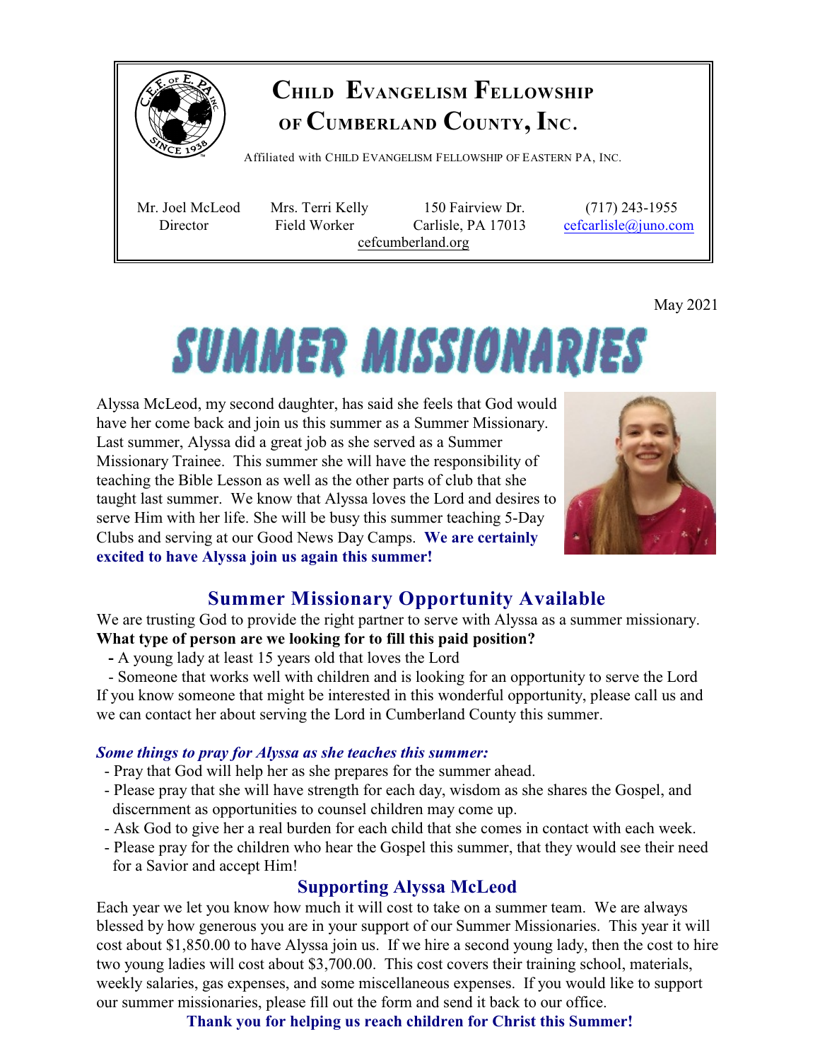# Child Evangelism Fellowship of Cumberland County, Inc.

Affiliated with CHILD EVANGELISM FELLOWSHIP OF EASTERN PA, INC.

Mr. Joel McLeod
Director

Mrs. Terri Kelly
Field Worker

150 Fairview Dr.
Carlisle, PA 17013

(717) 243-1955
cefcarlisle@juno.com

cefcumberland.org

May 2021

# SUMMER MISSIONARIES

Alyssa McLeod, my second daughter, has said she feels that God would have her come back and join us this summer as a Summer Missionary. Last summer, Alyssa did a great job as she served as a Summer Missionary Trainee. This summer she will have the responsibility of teaching the Bible Lesson as well as the other parts of club that she taught last summer. We know that Alyssa loves the Lord and desires to serve Him with her life. She will be busy this summer teaching 5-Day Clubs and serving at our Good News Day Camps. **We are certainly excited to have Alyssa join us again this summer!**

## Summer Missionary Opportunity Available

We are trusting God to provide the right partner to serve with Alyssa as a summer missionary.
**What type of person are we looking for to fill this paid position?**

- A young lady at least 15 years old that loves the Lord
- Someone that works well with children and is looking for an opportunity to serve the Lord

If you know someone that might be interested in this wonderful opportunity, please call us and we can contact her about serving the Lord in Cumberland County this summer.

***Some things to pray for Alyssa as she teaches this summer:***

- Pray that God will help her as she prepares for the summer ahead.
- Please pray that she will have strength for each day, wisdom as she shares the Gospel, and discernment as opportunities to counsel children may come up.
- Ask God to give her a real burden for each child that she comes in contact with each week.
- Please pray for the children who hear the Gospel this summer, that they would see their need for a Savior and accept Him!

## Supporting Alyssa McLeod

Each year we let you know how much it will cost to take on a summer team. We are always blessed by how generous you are in your support of our Summer Missionaries. This year it will cost about $1,850.00 to have Alyssa join us. If we hire a second young lady, then the cost to hire two young ladies will cost about $3,700.00. This cost covers their training school, materials, weekly salaries, gas expenses, and some miscellaneous expenses. If you would like to support our summer missionaries, please fill out the form and send it back to our office.

**Thank you for helping us reach children for Christ this Summer!**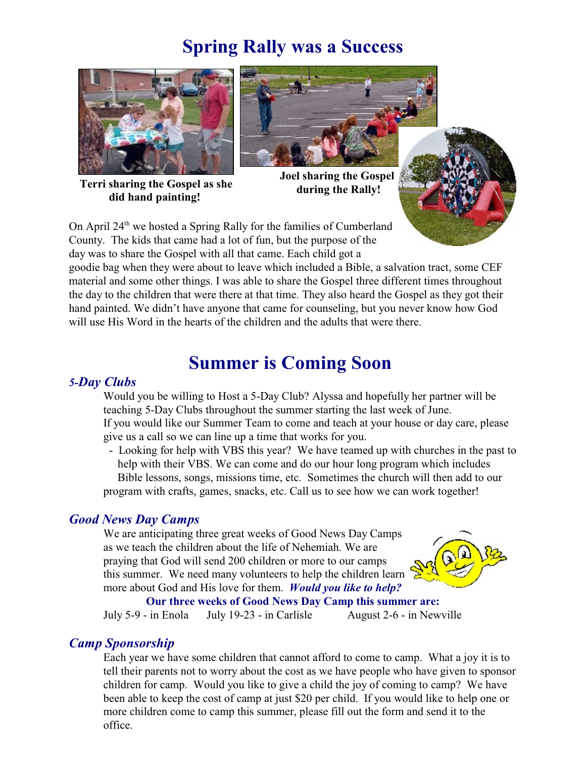# Spring Rally was a Success

**Terri sharing the Gospel as she did hand painting!**

**Joel sharing the Gospel during the Rally!**

On April 24th we hosted a Spring Rally for the families of Cumberland County. The kids that came had a lot of fun, but the purpose of the day was to share the Gospel with all that came. Each child got a goodie bag when they were about to leave which included a Bible, a salvation tract, some CEF material and some other things. I was able to share the Gospel three different times throughout the day to the children that were there at that time. They also heard the Gospel as they got their hand painted. We didn't have anyone that came for counseling, but you never know how God will use His Word in the hearts of the children and the adults that were there.

# Summer is Coming Soon

### *5-Day Clubs*

Would you be willing to Host a 5-Day Club? Alyssa and hopefully her partner will be teaching 5-Day Clubs throughout the summer starting the last week of June.
If you would like our Summer Team to come and teach at your house or day care, please give us a call so we can line up a time that works for you.

- Looking for help with VBS this year? We have teamed up with churches in the past to help with their VBS. We can come and do our hour long program which includes Bible lessons, songs, missions time, etc. Sometimes the church will then add to our program with crafts, games, snacks, etc. Call us to see how we can work together!

### *Good News Day Camps*

We are anticipating three great weeks of Good News Day Camps as we teach the children about the life of Nehemiah. We are praying that God will send 200 children or more to our camps this summer. We need many volunteers to help the children learn more about God and His love for them. ***Would you like to help?***

**Our three weeks of Good News Day Camp this summer are:**

July 5-9 - in Enola    July 19-23 - in Carlisle    August 2-6 - in Newville

### *Camp Sponsorship*

Each year we have some children that cannot afford to come to camp. What a joy it is to tell their parents not to worry about the cost as we have people who have given to sponsor children for camp. Would you like to give a child the joy of coming to camp? We have been able to keep the cost of camp at just $20 per child. If you would like to help one or more children come to camp this summer, please fill out the form and send it to the office.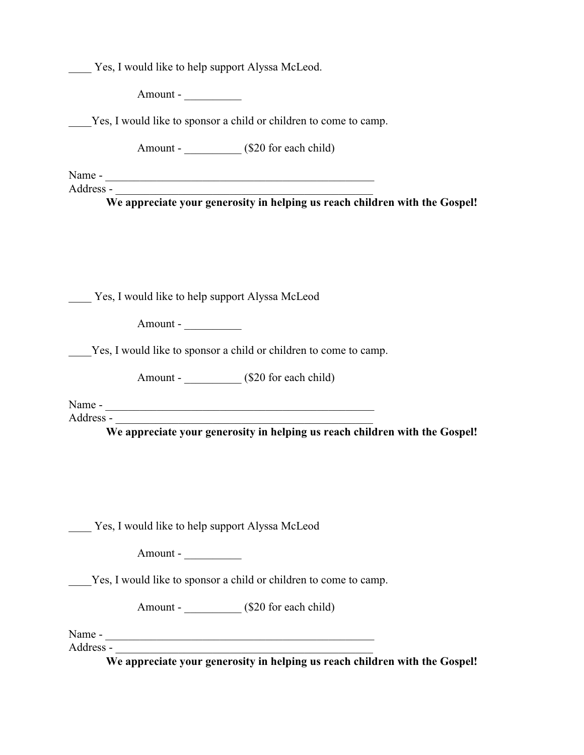____ Yes, I would like to help support Alyssa McLeod.

Amount - __________

____Yes, I would like to sponsor a child or children to come to camp.

Amount - __________ ($20 for each child)

Name - _________________________________________________

Address - _______________________________________________

**We appreciate your generosity in helping us reach children with the Gospel!**

____ Yes, I would like to help support Alyssa McLeod

Amount - __________

____Yes, I would like to sponsor a child or children to come to camp.

Amount - __________ ($20 for each child)

Name - _________________________________________________

Address - _______________________________________________

**We appreciate your generosity in helping us reach children with the Gospel!**

____ Yes, I would like to help support Alyssa McLeod

Amount - __________

____Yes, I would like to sponsor a child or children to come to camp.

Amount - __________ ($20 for each child)

Name - _________________________________________________

Address - _______________________________________________

**We appreciate your generosity in helping us reach children with the Gospel!**